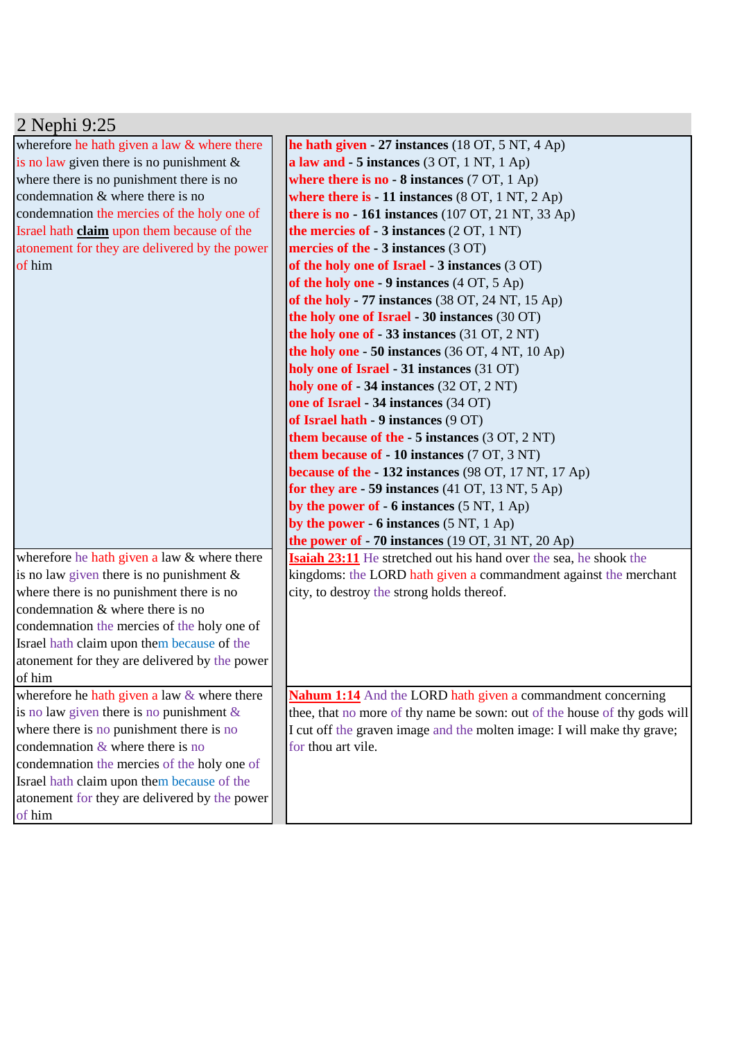# 2 Nephi 9:25

| | |
|---|---|
| wherefore he hath given a law & where there is no law given there is no punishment & where there is no punishment there is no condemnation & where there is no condemnation the mercies of the holy one of Israel hath **claim** upon them because of the atonement for they are delivered by the power of him | **he hath given - 27 instances** (18 OT, 5 NT, 4 Ap)<br>**a law and - 5 instances** (3 OT, 1 NT, 1 Ap)<br>**where there is no - 8 instances** (7 OT, 1 Ap)<br>**where there is - 11 instances** (8 OT, 1 NT, 2 Ap)<br>**there is no - 161 instances** (107 OT, 21 NT, 33 Ap)<br>**the mercies of - 3 instances** (2 OT, 1 NT)<br>**mercies of the - 3 instances** (3 OT)<br>**of the holy one of Israel - 3 instances** (3 OT)<br>**of the holy one - 9 instances** (4 OT, 5 Ap)<br>**of the holy - 77 instances** (38 OT, 24 NT, 15 Ap)<br>**the holy one of Israel - 30 instances** (30 OT)<br>**the holy one of - 33 instances** (31 OT, 2 NT)<br>**the holy one - 50 instances** (36 OT, 4 NT, 10 Ap)<br>**holy one of Israel - 31 instances** (31 OT)<br>**holy one of - 34 instances** (32 OT, 2 NT)<br>**one of Israel - 34 instances** (34 OT)<br>**of Israel hath - 9 instances** (9 OT)<br>**them because of the - 5 instances** (3 OT, 2 NT)<br>**them because of - 10 instances** (7 OT, 3 NT)<br>**because of the - 132 instances** (98 OT, 17 NT, 17 Ap)<br>**for they are - 59 instances** (41 OT, 13 NT, 5 Ap)<br>**by the power of - 6 instances** (5 NT, 1 Ap)<br>**by the power - 6 instances** (5 NT, 1 Ap)<br>**the power of - 70 instances** (19 OT, 31 NT, 20 Ap) |
| wherefore he hath given a law & where there is no law given there is no punishment & where there is no punishment there is no condemnation & where there is no condemnation the mercies of the holy one of Israel hath claim upon them because of the atonement for they are delivered by the power of him | **Isaiah 23:11** He stretched out his hand over the sea, he shook the kingdoms: the LORD hath given a commandment against the merchant city, to destroy the strong holds thereof. |
| wherefore he hath given a law & where there is no law given there is no punishment & where there is no punishment there is no condemnation & where there is no condemnation the mercies of the holy one of Israel hath claim upon them because of the atonement for they are delivered by the power of him | **Nahum 1:14** And the LORD hath given a commandment concerning thee, that no more of thy name be sown: out of the house of thy gods will I cut off the graven image and the molten image: I will make thy grave; for thou art vile. |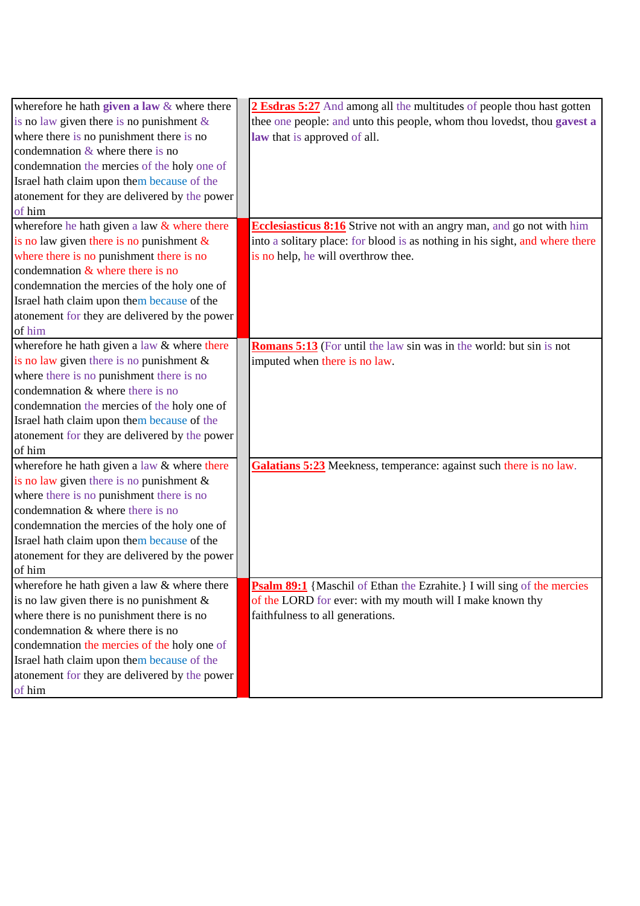| | | |
|---|---|---|
| wherefore he hath **given a law** & where there is no law given there is no punishment & where there is no punishment there is no condemnation & where there is no condemnation the mercies of the holy one of Israel hath claim upon them because of the atonement for they are delivered by the power of him | | **2 Esdras 5:27** And among all the multitudes of people thou hast gotten thee one people: and unto this people, whom thou lovedst, thou **gavest a law** that is approved of all. |
| wherefore he hath given a law & where there is no law given there is no punishment & where there is no punishment there is no condemnation & where there is no condemnation the mercies of the holy one of Israel hath claim upon them because of the atonement for they are delivered by the power of him | | **Ecclesiasticus 8:16** Strive not with an angry man, and go not with him into a solitary place: for blood is as nothing in his sight, and where there is no help, he will overthrow thee. |
| wherefore he hath given a law & where there is no law given there is no punishment & where there is no punishment there is no condemnation & where there is no condemnation the mercies of the holy one of Israel hath claim upon them because of the atonement for they are delivered by the power of him | | **Romans 5:13** (For until the law sin was in the world: but sin is not imputed when there is no law. |
| wherefore he hath given a law & where there is no law given there is no punishment & where there is no punishment there is no condemnation & where there is no condemnation the mercies of the holy one of Israel hath claim upon them because of the atonement for they are delivered by the power of him | | **Galatians 5:23** Meekness, temperance: against such there is no law. |
| wherefore he hath given a law & where there is no law given there is no punishment & where there is no punishment there is no condemnation & where there is no condemnation the mercies of the holy one of Israel hath claim upon them because of the atonement for they are delivered by the power of him | | **Psalm 89:1** {Maschil of Ethan the Ezrahite.} I will sing of the mercies of the LORD for ever: with my mouth will I make known thy faithfulness to all generations. |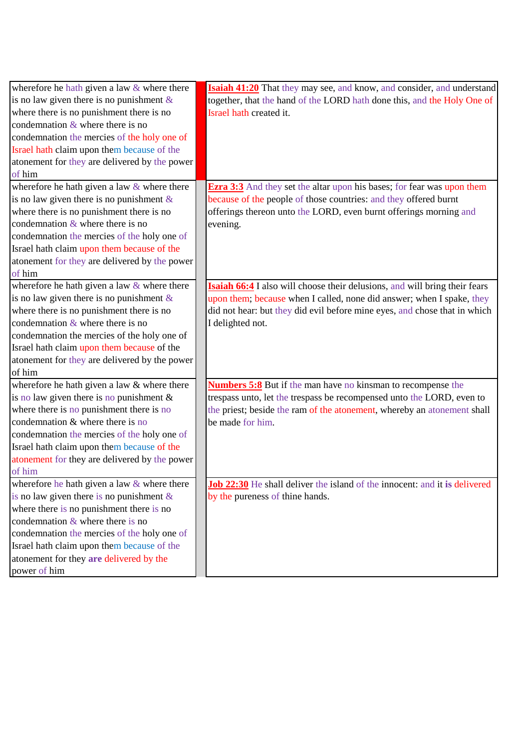| | | |
|---|---|---|
| wherefore he hath given a law & where there is no law given there is no punishment & where there is no punishment there is no condemnation & where there is no condemnation the mercies of the holy one of Israel hath claim upon them because of the atonement for they are delivered by the power of him | | **Isaiah 41:20** That they may see, and know, and consider, and understand together, that the hand of the LORD hath done this, and the Holy One of Israel hath created it. |
| wherefore he hath given a law & where there is no law given there is no punishment & where there is no punishment there is no condemnation & where there is no condemnation the mercies of the holy one of Israel hath claim upon them because of the atonement for they are delivered by the power of him | | **Ezra 3:3** And they set the altar upon his bases; for fear was upon them because of the people of those countries: and they offered burnt offerings thereon unto the LORD, even burnt offerings morning and evening. |
| wherefore he hath given a law & where there is no law given there is no punishment & where there is no punishment there is no condemnation & where there is no condemnation the mercies of the holy one of Israel hath claim upon them because of the atonement for they are delivered by the power of him | | **Isaiah 66:4** I also will choose their delusions, and will bring their fears upon them; because when I called, none did answer; when I spake, they did not hear: but they did evil before mine eyes, and chose that in which I delighted not. |
| wherefore he hath given a law & where there is no law given there is no punishment & where there is no punishment there is no condemnation & where there is no condemnation the mercies of the holy one of Israel hath claim upon them because of the atonement for they are delivered by the power of him | | **Numbers 5:8** But if the man have no kinsman to recompense the trespass unto, let the trespass be recompensed unto the LORD, even to the priest; beside the ram of the atonement, whereby an atonement shall be made for him. |
| wherefore he hath given a law & where there is no law given there is no punishment & where there is no punishment there is no condemnation & where there is no condemnation the mercies of the holy one of Israel hath claim upon them because of the atonement for they **are** delivered by the power of him | | **Job 22:30** He shall deliver the island of the innocent: and it **is** delivered by the pureness of thine hands. |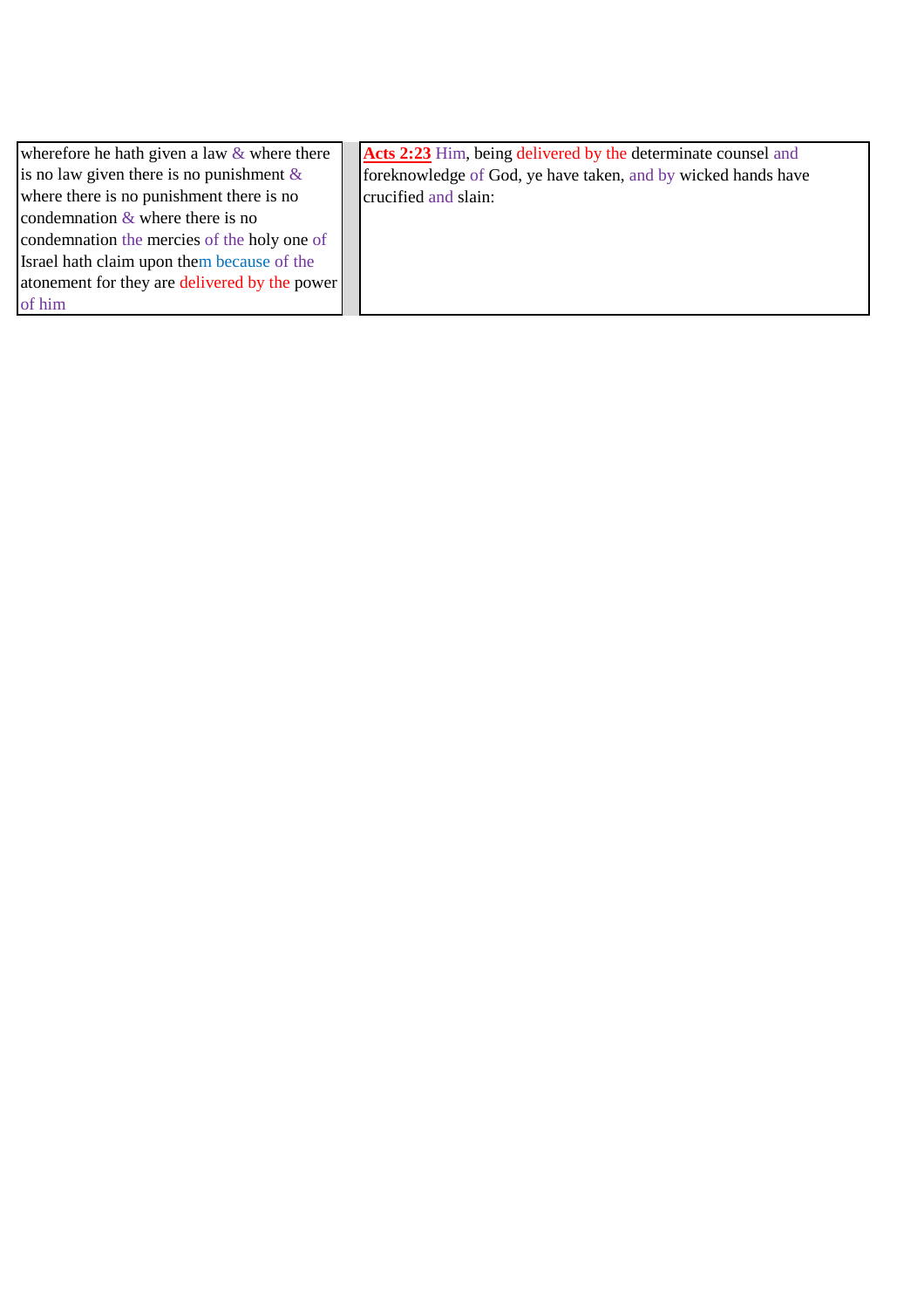| | | |
|---|---|---|
| wherefore he hath given a law & where there is no law given there is no punishment & where there is no punishment there is no condemnation & where there is no condemnation the mercies of the holy one of Israel hath claim upon them because of the atonement for they are delivered by the power of him | | **Acts 2:23** Him, being delivered by the determinate counsel and foreknowledge of God, ye have taken, and by wicked hands have crucified and slain: |